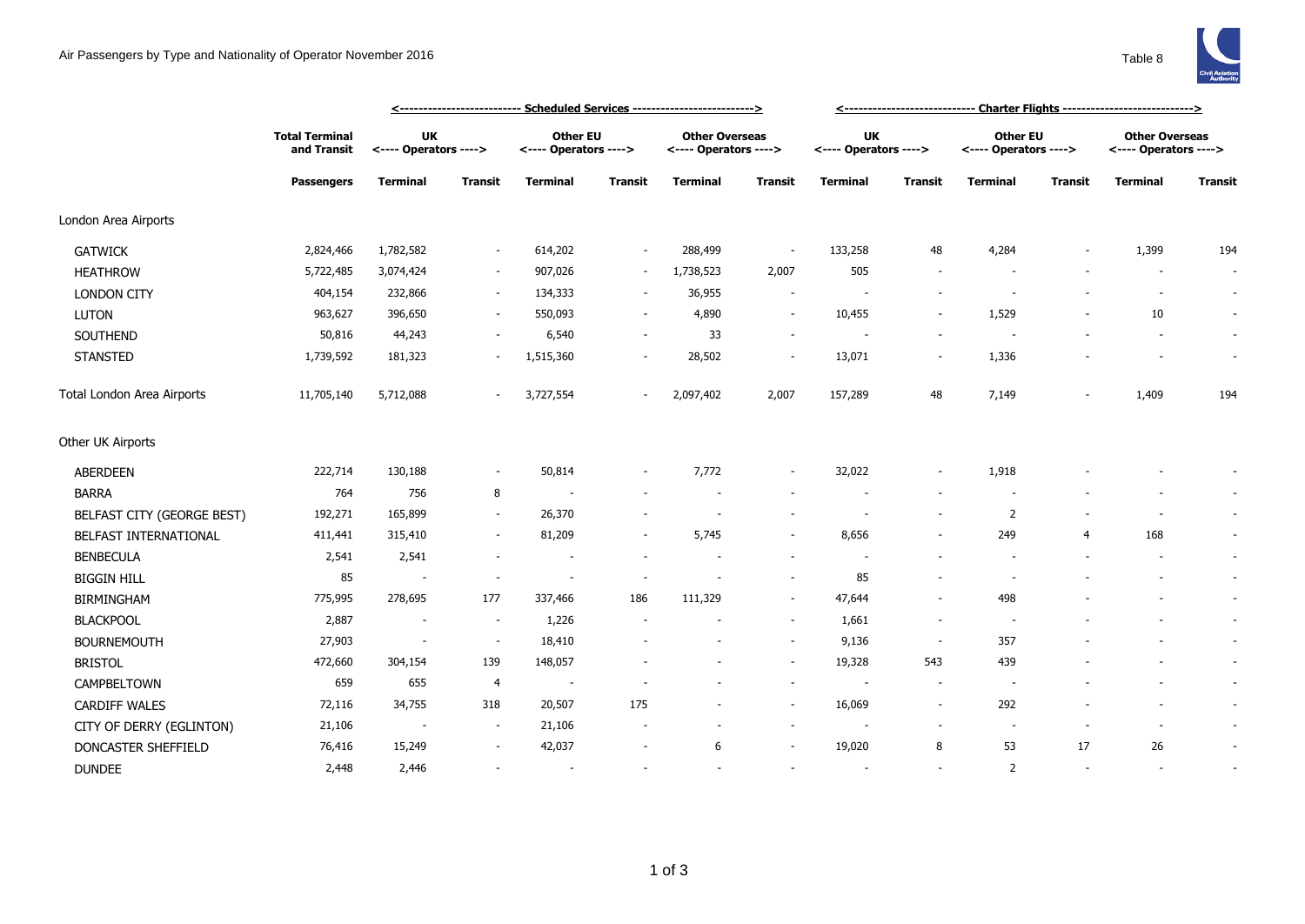Air Passengers by Type and Nationality of Operator November 2016

Table 8

| | Total Terminal and Transit | Scheduled Services | | | | | | Charter Flights | | | | | |
|---|---|---|---|---|---|---|---|---|---|---|---|---|---|
| | | UK <---- Operators ----> | | Other EU <---- Operators ----> | | Other Overseas <---- Operators ----> | | UK <---- Operators ----> | | Other EU <---- Operators ----> | | Other Overseas <---- Operators ----> | |
| | Passengers | Terminal | Transit | Terminal | Transit | Terminal | Transit | Terminal | Transit | Terminal | Transit | Terminal | Transit |
| London Area Airports | | | | | | | | | | | | | |
| GATWICK | 2,824,466 | 1,782,582 | - | 614,202 | - | 288,499 | - | 133,258 | 48 | 4,284 | - | 1,399 | 194 |
| HEATHROW | 5,722,485 | 3,074,424 | - | 907,026 | - | 1,738,523 | 2,007 | 505 | - | - | - | - | - |
| LONDON CITY | 404,154 | 232,866 | - | 134,333 | - | 36,955 | - | - | - | - | - | - | - |
| LUTON | 963,627 | 396,650 | - | 550,093 | - | 4,890 | - | 10,455 | - | 1,529 | - | 10 | - |
| SOUTHEND | 50,816 | 44,243 | - | 6,540 | - | 33 | - | - | - | - | - | - | - |
| STANSTED | 1,739,592 | 181,323 | - | 1,515,360 | - | 28,502 | - | 13,071 | - | 1,336 | - | - | - |
| Total London Area Airports | 11,705,140 | 5,712,088 | - | 3,727,554 | - | 2,097,402 | 2,007 | 157,289 | 48 | 7,149 | - | 1,409 | 194 |
| Other UK Airports | | | | | | | | | | | | | |
| ABERDEEN | 222,714 | 130,188 | - | 50,814 | - | 7,772 | - | 32,022 | - | 1,918 | - | - | - |
| BARRA | 764 | 756 | 8 | - | - | - | - | - | - | - | - | - | - |
| BELFAST CITY (GEORGE BEST) | 192,271 | 165,899 | - | 26,370 | - | - | - | - | - | 2 | - | - | - |
| BELFAST INTERNATIONAL | 411,441 | 315,410 | - | 81,209 | - | 5,745 | - | 8,656 | - | 249 | 4 | 168 | - |
| BENBECULA | 2,541 | 2,541 | - | - | - | - | - | - | - | - | - | - | - |
| BIGGIN HILL | 85 | - | - | - | - | - | - | 85 | - | - | - | - | - |
| BIRMINGHAM | 775,995 | 278,695 | 177 | 337,466 | 186 | 111,329 | - | 47,644 | - | 498 | - | - | - |
| BLACKPOOL | 2,887 | - | - | 1,226 | - | - | - | 1,661 | - | - | - | - | - |
| BOURNEMOUTH | 27,903 | - | - | 18,410 | - | - | - | 9,136 | - | 357 | - | - | - |
| BRISTOL | 472,660 | 304,154 | 139 | 148,057 | - | - | - | 19,328 | 543 | 439 | - | - | - |
| CAMPBELTOWN | 659 | 655 | 4 | - | - | - | - | - | - | - | - | - | - |
| CARDIFF WALES | 72,116 | 34,755 | 318 | 20,507 | 175 | - | - | 16,069 | - | 292 | - | - | - |
| CITY OF DERRY (EGLINTON) | 21,106 | - | - | 21,106 | - | - | - | - | - | - | - | - | - |
| DONCASTER SHEFFIELD | 76,416 | 15,249 | - | 42,037 | - | 6 | - | 19,020 | 8 | 53 | 17 | 26 | - |
| DUNDEE | 2,448 | 2,446 | - | - | - | - | - | - | - | 2 | - | - | - |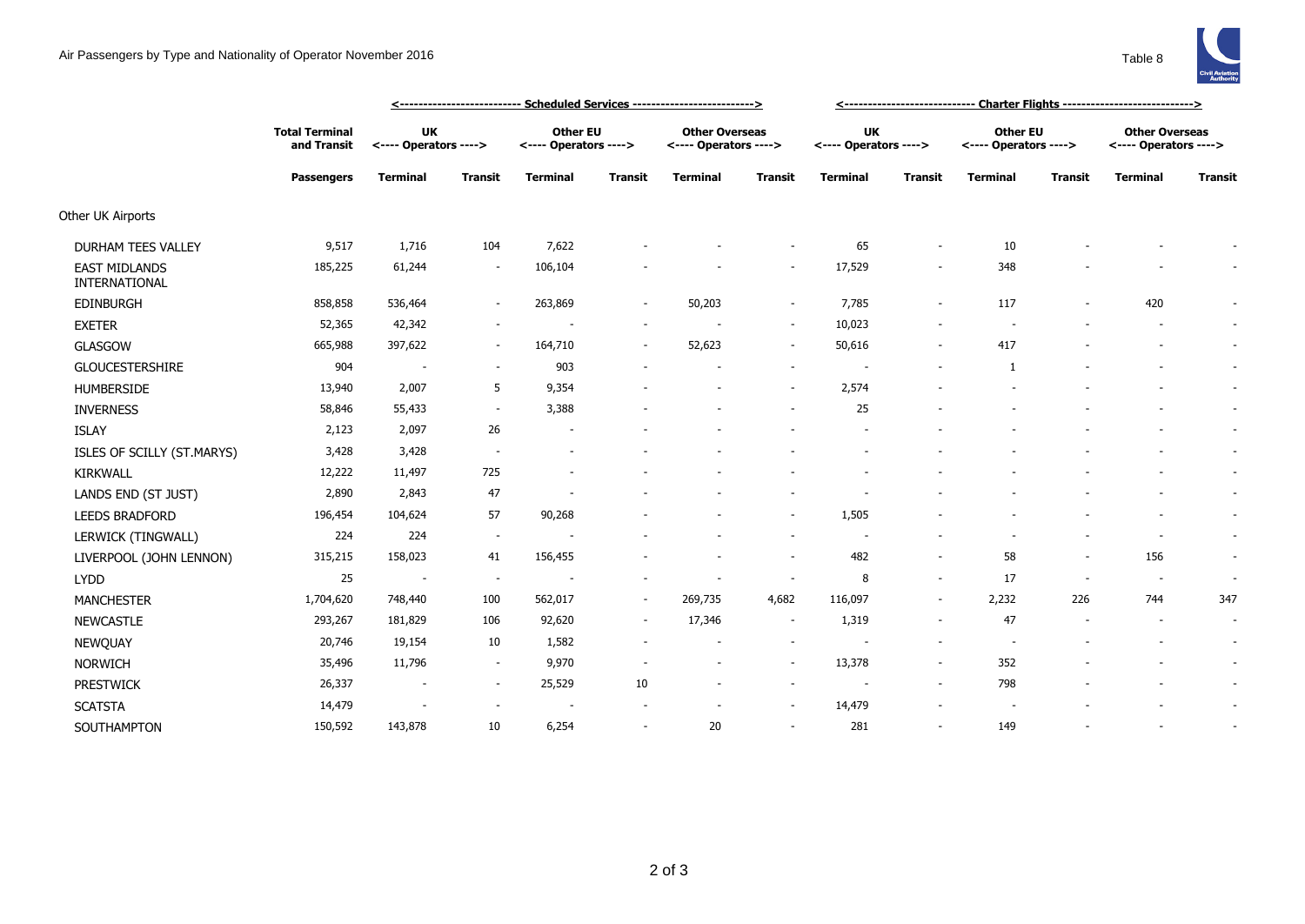Air Passengers by Type and Nationality of Operator November 2016

Table 8

| | Total Terminal and Transit | Scheduled Services | | | | | | Charter Flights | | | | | |
|---|---|---|---|---|---|---|---|---|---|---|---|---|---|
| | | UK <---- Operators ----> | | Other EU <---- Operators ----> | | Other Overseas <---- Operators ----> | | UK <---- Operators ----> | | Other EU <---- Operators ----> | | Other Overseas <---- Operators ----> | |
| | Passengers | Terminal | Transit | Terminal | Transit | Terminal | Transit | Terminal | Transit | Terminal | Transit | Terminal | Transit |
| Other UK Airports | | | | | | | | | | | | | |
| DURHAM TEES VALLEY | 9,517 | 1,716 | 104 | 7,622 | - | - | - | 65 | - | 10 | - | - | - |
| EAST MIDLANDS INTERNATIONAL | 185,225 | 61,244 | - | 106,104 | - | - | - | 17,529 | - | 348 | - | - | - |
| EDINBURGH | 858,858 | 536,464 | - | 263,869 | - | 50,203 | - | 7,785 | - | 117 | - | 420 | - |
| EXETER | 52,365 | 42,342 | - | - | - | - | - | 10,023 | - | - | - | - | - |
| GLASGOW | 665,988 | 397,622 | - | 164,710 | - | 52,623 | - | 50,616 | - | 417 | - | - | - |
| GLOUCESTERSHIRE | 904 | - | - | 903 | - | - | - | - | - | 1 | - | - | - |
| HUMBERSIDE | 13,940 | 2,007 | 5 | 9,354 | - | - | - | 2,574 | - | - | - | - | - |
| INVERNESS | 58,846 | 55,433 | - | 3,388 | - | - | - | 25 | - | - | - | - | - |
| ISLAY | 2,123 | 2,097 | 26 | - | - | - | - | - | - | - | - | - | - |
| ISLES OF SCILLY (ST.MARYS) | 3,428 | 3,428 | - | - | - | - | - | - | - | - | - | - | - |
| KIRKWALL | 12,222 | 11,497 | 725 | - | - | - | - | - | - | - | - | - | - |
| LANDS END (ST JUST) | 2,890 | 2,843 | 47 | - | - | - | - | - | - | - | - | - | - |
| LEEDS BRADFORD | 196,454 | 104,624 | 57 | 90,268 | - | - | - | 1,505 | - | - | - | - | - |
| LERWICK (TINGWALL) | 224 | 224 | - | - | - | - | - | - | - | - | - | - | - |
| LIVERPOOL (JOHN LENNON) | 315,215 | 158,023 | 41 | 156,455 | - | - | - | 482 | - | 58 | - | 156 | - |
| LYDD | 25 | - | - | - | - | - | - | 8 | - | 17 | - | - | - |
| MANCHESTER | 1,704,620 | 748,440 | 100 | 562,017 | - | 269,735 | 4,682 | 116,097 | - | 2,232 | 226 | 744 | 347 |
| NEWCASTLE | 293,267 | 181,829 | 106 | 92,620 | - | 17,346 | - | 1,319 | - | 47 | - | - | - |
| NEWQUAY | 20,746 | 19,154 | 10 | 1,582 | - | - | - | - | - | - | - | - | - |
| NORWICH | 35,496 | 11,796 | - | 9,970 | - | - | - | 13,378 | - | 352 | - | - | - |
| PRESTWICK | 26,337 | - | - | 25,529 | 10 | - | - | - | - | 798 | - | - | - |
| SCATSTA | 14,479 | - | - | - | - | - | - | 14,479 | - | - | - | - | - |
| SOUTHAMPTON | 150,592 | 143,878 | 10 | 6,254 | - | 20 | - | 281 | - | 149 | - | - | - |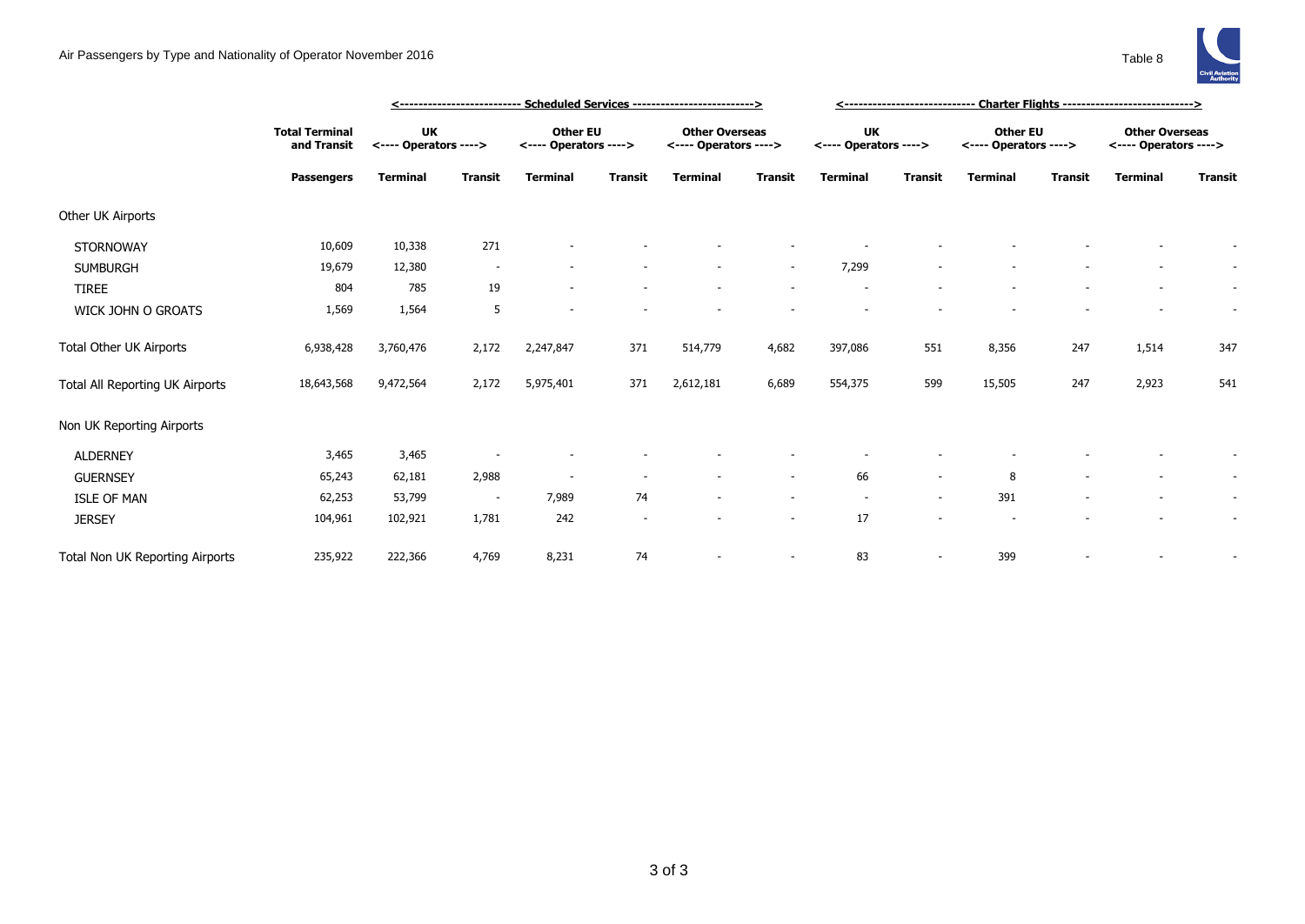Air Passengers by Type and Nationality of Operator November 2016

Table 8

| | Total Terminal and Transit | Scheduled Services | | | | | | Charter Flights | | | | | |
|---|---|---|---|---|---|---|---|---|---|---|---|---|---|
| | | UK <---- Operators ----> | | Other EU <---- Operators ----> | | Other Overseas <---- Operators ----> | | UK <---- Operators ----> | | Other EU <---- Operators ----> | | Other Overseas <---- Operators ----> | |
| | Passengers | Terminal | Transit | Terminal | Transit | Terminal | Transit | Terminal | Transit | Terminal | Transit | Terminal | Transit |
| Other UK Airports | | | | | | | | | | | | | |
| STORNOWAY | 10,609 | 10,338 | 271 | - | - | - | - | - | - | - | - | - | - |
| SUMBURGH | 19,679 | 12,380 | - | - | - | - | - | 7,299 | - | - | - | - | - |
| TIREE | 804 | 785 | 19 | - | - | - | - | - | - | - | - | - | - |
| WICK JOHN O GROATS | 1,569 | 1,564 | 5 | - | - | - | - | - | - | - | - | - | - |
| Total Other UK Airports | 6,938,428 | 3,760,476 | 2,172 | 2,247,847 | 371 | 514,779 | 4,682 | 397,086 | 551 | 8,356 | 247 | 1,514 | 347 |
| Total All Reporting UK Airports | 18,643,568 | 9,472,564 | 2,172 | 5,975,401 | 371 | 2,612,181 | 6,689 | 554,375 | 599 | 15,505 | 247 | 2,923 | 541 |
| Non UK Reporting Airports | | | | | | | | | | | | | |
| ALDERNEY | 3,465 | 3,465 | - | - | - | - | - | - | - | - | - | - | - |
| GUERNSEY | 65,243 | 62,181 | 2,988 | - | - | - | - | 66 | - | 8 | - | - | - |
| ISLE OF MAN | 62,253 | 53,799 | - | 7,989 | 74 | - | - | - | - | 391 | - | - | - |
| JERSEY | 104,961 | 102,921 | 1,781 | 242 | - | - | - | 17 | - | - | - | - | - |
| Total Non UK Reporting Airports | 235,922 | 222,366 | 4,769 | 8,231 | 74 | - | - | 83 | - | 399 | - | - | - |